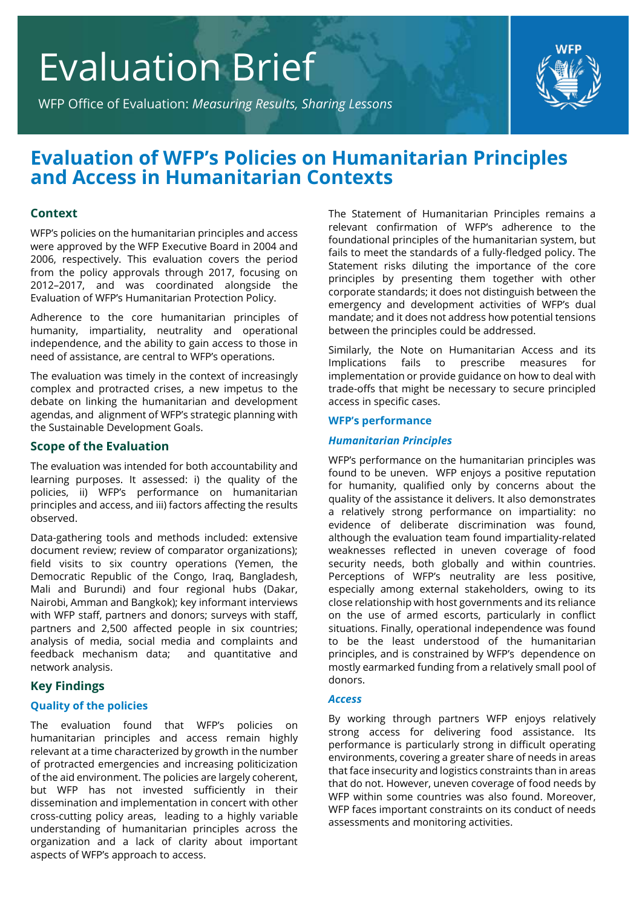# Evaluation Brief

WFP Office of Evaluation: *Measuring Results, Sharing Lessons*

# Evaluation of WFP's Policies on Humanitarian Principles and Access in Humanitarian Contexts

## Context

WFP's policies on the humanitarian principles and access were approved by the WFP Executive Board in 2004 and 2006, respectively. This evaluation covers the period from the policy approvals through 2017, focusing on 2012–2017, and was coordinated alongside the Evaluation of WFP's Humanitarian Protection Policy.

Adherence to the core humanitarian principles of humanity, impartiality, neutrality and operational independence, and the ability to gain access to those in need of assistance, are central to WFP's operations.

The evaluation was timely in the context of increasingly complex and protracted crises, a new impetus to the debate on linking the humanitarian and development agendas, and alignment of WFP's strategic planning with the Sustainable Development Goals.

## Scope of the Evaluation

The evaluation was intended for both accountability and learning purposes. It assessed: i) the quality of the policies, ii) WFP's performance on humanitarian principles and access, and iii) factors affecting the results observed.

Data-gathering tools and methods included: extensive document review; review of comparator organizations); field visits to six country operations (Yemen, the Democratic Republic of the Congo, Iraq, Bangladesh, Mali and Burundi) and four regional hubs (Dakar, Nairobi, Amman and Bangkok); key informant interviews with WFP staff, partners and donors; surveys with staff, partners and 2,500 affected people in six countries; analysis of media, social media and complaints and feedback mechanism data; and quantitative and network analysis.

## Key Findings

### Quality of the policies

The evaluation found that WFP's policies on humanitarian principles and access remain highly relevant at a time characterized by growth in the number of protracted emergencies and increasing politicization of the aid environment. The policies are largely coherent, but WFP has not invested sufficiently in their dissemination and implementation in concert with other cross-cutting policy areas, leading to a highly variable understanding of humanitarian principles across the organization and a lack of clarity about important aspects of WFP's approach to access.

The Statement of Humanitarian Principles remains a relevant confirmation of WFP's adherence to the foundational principles of the humanitarian system, but fails to meet the standards of a fully-fledged policy. The Statement risks diluting the importance of the core principles by presenting them together with other corporate standards; it does not distinguish between the emergency and development activities of WFP's dual mandate; and it does not address how potential tensions between the principles could be addressed.

Similarly, the Note on Humanitarian Access and its Implications fails to prescribe measures for implementation or provide guidance on how to deal with trade-offs that might be necessary to secure principled access in specific cases.

### WFP's performance

#### *Humanitarian Principles*

WFP's performance on the humanitarian principles was found to be uneven. WFP enjoys a positive reputation for humanity, qualified only by concerns about the quality of the assistance it delivers. It also demonstrates a relatively strong performance on impartiality: no evidence of deliberate discrimination was found, although the evaluation team found impartiality-related weaknesses reflected in uneven coverage of food security needs, both globally and within countries. Perceptions of WFP's neutrality are less positive, especially among external stakeholders, owing to its close relationship with host governments and its reliance on the use of armed escorts, particularly in conflict situations. Finally, operational independence was found to be the least understood of the humanitarian principles, and is constrained by WFP's dependence on mostly earmarked funding from a relatively small pool of donors.

#### *Access*

By working through partners WFP enjoys relatively strong access for delivering food assistance. Its performance is particularly strong in difficult operating environments, covering a greater share of needs in areas that face insecurity and logistics constraints than in areas that do not. However, uneven coverage of food needs by WFP within some countries was also found. Moreover, WFP faces important constraints on its conduct of needs assessments and monitoring activities.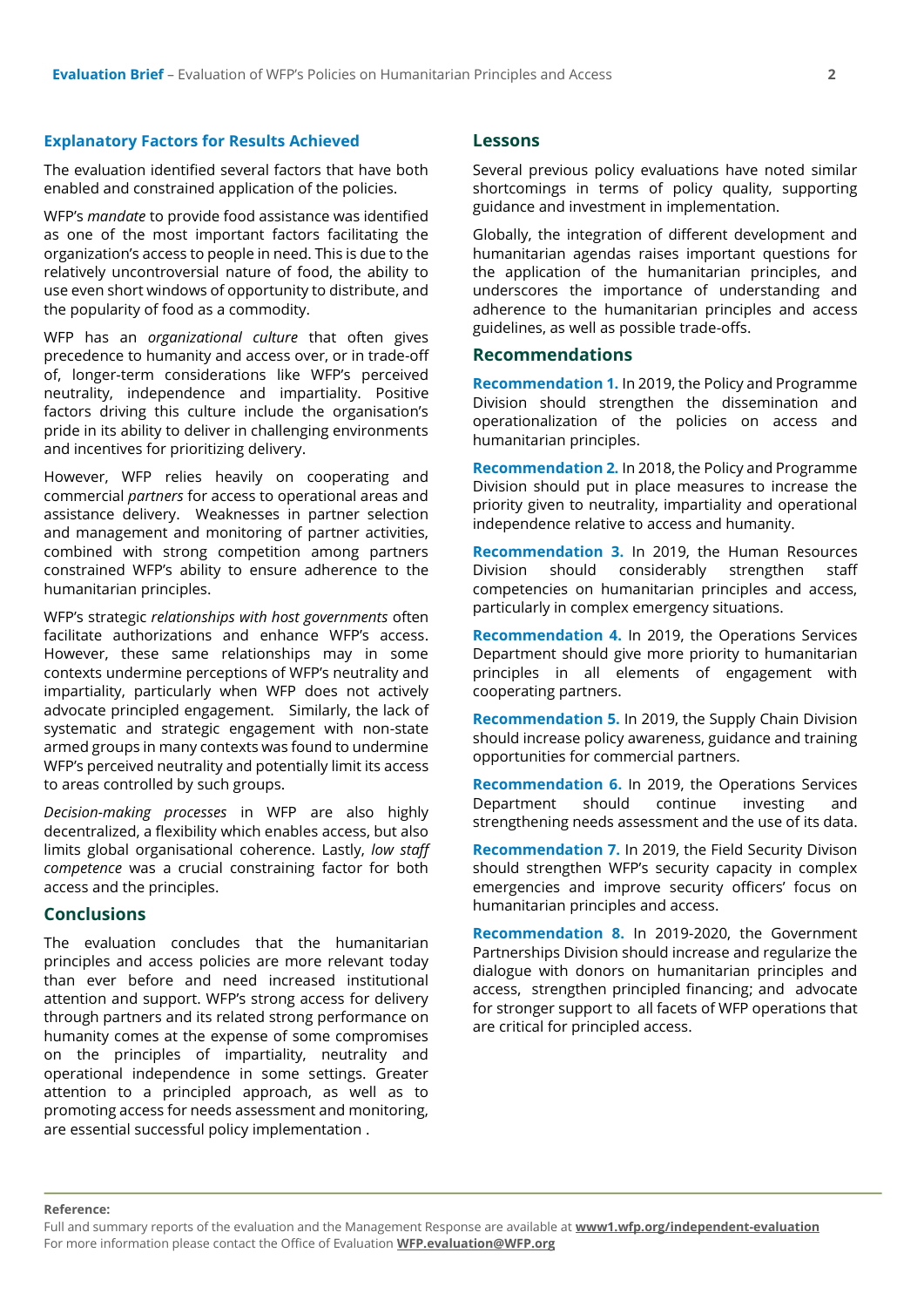## Explanatory Factors for Results Achieved

The evaluation identified several factors that have both enabled and constrained application of the policies.

WFP's *mandate* to provide food assistance was identified as one of the most important factors facilitating the organization's access to people in need. This is due to the relatively uncontroversial nature of food, the ability to use even short windows of opportunity to distribute, and the popularity of food as a commodity.

WFP has an *organizational culture* that often gives precedence to humanity and access over, or in trade-off of, longer-term considerations like WFP's perceived neutrality, independence and impartiality. Positive factors driving this culture include the organisation's pride in its ability to deliver in challenging environments and incentives for prioritizing delivery.

However, WFP relies heavily on cooperating and commercial *partners* for access to operational areas and assistance delivery. Weaknesses in partner selection and management and monitoring of partner activities, combined with strong competition among partners constrained WFP's ability to ensure adherence to the humanitarian principles.

WFP's strategic *relationships with host governments* often facilitate authorizations and enhance WFP's access. However, these same relationships may in some contexts undermine perceptions of WFP's neutrality and impartiality, particularly when WFP does not actively advocate principled engagement. Similarly, the lack of systematic and strategic engagement with non-state armed groups in many contexts was found to undermine WFP's perceived neutrality and potentially limit its access to areas controlled by such groups.

*Decision-making processes* in WFP are also highly decentralized, a flexibility which enables access, but also limits global organisational coherence. Lastly, *low staff competence* was a crucial constraining factor for both access and the principles.

## Conclusions

The evaluation concludes that the humanitarian principles and access policies are more relevant today than ever before and need increased institutional attention and support. WFP's strong access for delivery through partners and its related strong performance on humanity comes at the expense of some compromises on the principles of impartiality, neutrality and operational independence in some settings. Greater attention to a principled approach, as well as to promoting access for needs assessment and monitoring, are essential successful policy implementation .

## Lessons

Several previous policy evaluations have noted similar shortcomings in terms of policy quality, supporting guidance and investment in implementation.

Globally, the integration of different development and humanitarian agendas raises important questions for the application of the humanitarian principles, and underscores the importance of understanding and adherence to the humanitarian principles and access guidelines, as well as possible trade-offs.

## Recommendations

**Recommendation 1.** In 2019, the Policy and Programme Division should strengthen the dissemination and operationalization of the policies on access and humanitarian principles.

**Recommendation 2.** In 2018, the Policy and Programme Division should put in place measures to increase the priority given to neutrality, impartiality and operational independence relative to access and humanity.

**Recommendation 3.** In 2019, the Human Resources Division should considerably strengthen staff competencies on humanitarian principles and access, particularly in complex emergency situations.

**Recommendation 4.** In 2019, the Operations Services Department should give more priority to humanitarian principles in all elements of engagement with cooperating partners.

**Recommendation 5.** In 2019, the Supply Chain Division should increase policy awareness, guidance and training opportunities for commercial partners.

**Recommendation 6.** In 2019, the Operations Services Department should continue investing and strengthening needs assessment and the use of its data.

**Recommendation 7.** In 2019, the Field Security Divison should strengthen WFP's security capacity in complex emergencies and improve security officers' focus on humanitarian principles and access.

**Recommendation 8.** In 2019-2020, the Government Partnerships Division should increase and regularize the dialogue with donors on humanitarian principles and access, strengthen principled financing; and advocate for stronger support to all facets of WFP operations that are critical for principled access.

---

**Reference:**
Full and summary reports of the evaluation and the Management Response are available at **www1.wfp.org/independent-evaluation**
For more information please contact the Office of Evaluation **WFP.evaluation@WFP.org**